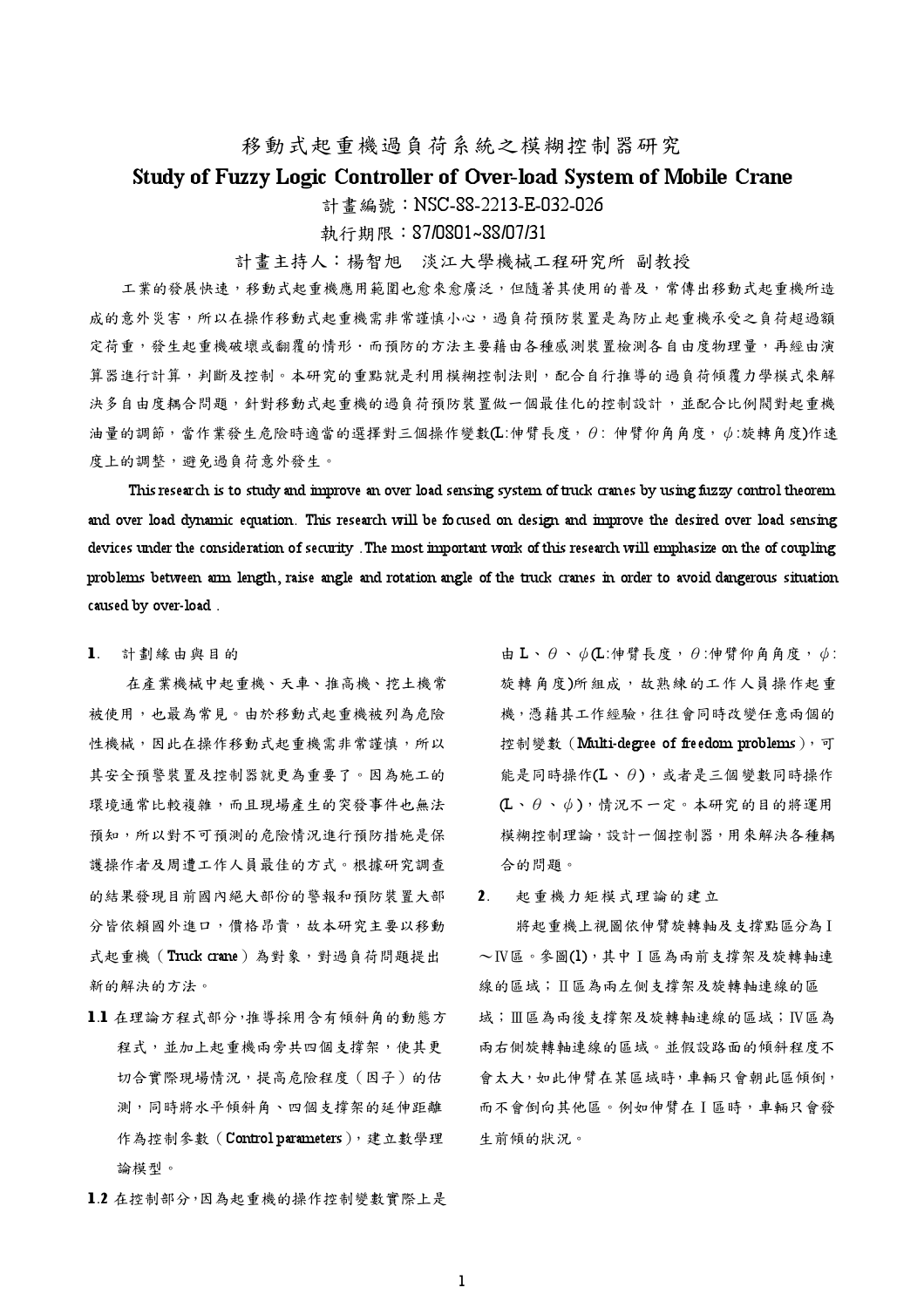# 移動式起重機過負荷系統之模糊控制器研究

## Study of Fuzzy Logic Controller of Over-load System of Mobile Crane

計畫編號：NSC-88-2213-E-032-026

執行期限：87/08/01~88/07/31

計畫主持人：楊智旭　淡江大學機械工程研究所 副教授

工業的發展快速，移動式起重機應用範圍也愈來愈廣泛，但隨著其使用的普及，常傳出移動式起重機所造成的意外災害，所以在操作移動式起重機需非常謹慎小心，過負荷預防裝置是為防止起重機承受之負荷超過額定荷重，發生起重機破壞或翻覆的情形。而預防的方法主要藉由各種感測裝置檢測各自由度物理量，再經由演算器進行計算，判斷及控制。本研究的重點就是利用模糊控制法則，配合自行推導的過負荷傾覆力學模式來解決多自由度耦合問題，針對移動式起重機的過負荷預防裝置做一個最佳化的控制設計，並配合比例閥對起重機油量的調節，當作業發生危險時適當的選擇對三個操作變數(L:伸臂長度，$\theta$: 伸臂仰角角度，$\phi$:旋轉角度)作速度上的調整，避免過負荷意外發生。

This research is to study and improve an over load sensing system of truck cranes by using fuzzy control theorem and over load dynamic equation. This research will be focused on design and improve the desired over load sensing devices under the consideration of security . The most important work of this research will emphasize on the of coupling problems between arm length, raise angle and rotation angle of the truck cranes in order to avoid dangerous situation caused by over-load .

**1**. 計劃緣由與目的

在產業機械中起重機、天車、推高機、挖土機常被使用，也最為常見。由於移動式起重機被列為危險性機械，因此在操作移動式起重機需非常謹慎，所以其安全預警裝置及控制器就更為重要了。因為施工的環境通常比較複雜，而且現場產生的突發事件也無法預知，所以對不可預測的危險情況進行預防措施是保護操作者及周遭工作人員最佳的方式。根據研究調查的結果發現目前國內絕大部份的警報和預防裝置大部分皆依賴國外進口，價格昂貴，故本研究主要以移動式起重機（Truck crane）為對象，對過負荷問題提出新的解決的方法。

**1.1** 在理論方程式部分，推導採用含有傾斜角的動態方程式，並加上起重機兩旁共四個支撐架，使其更切合實際現場情況，提高危險程度（因子）的估測，同時將水平傾斜角、四個支撐架的延伸距離作為控制參數（Control parameters），建立數學理論模型。

**1.2** 在控制部分，因為起重機的操作控制變數實際上是由 L、$\theta$、$\phi$(L:伸臂長度，$\theta$:伸臂仰角角度，$\phi$:旋轉角度)所組成，故熟練的工作人員操作起重機，憑藉其工作經驗，往往會同時改變任意兩個的控制變數（Multi-degree of freedom problems），可能是同時操作(L、$\theta$)，或者是三個變數同時操作(L、$\theta$、$\phi$)，情況不一定。本研究的目的將運用模糊控制理論，設計一個控制器，用來解決各種耦合的問題。

**2**. 起重機力矩模式理論的建立

將起重機上視圖依伸臂旋轉軸及支撐點區分為Ⅰ～Ⅳ區。參圖(1)，其中Ⅰ區為兩前支撐架及旋轉軸連線的區域；Ⅱ區為兩左側支撐架及旋轉軸連線的區域；Ⅲ區為兩後支撐架及旋轉軸連線的區域；Ⅳ區為兩右側旋轉軸連線的區域。並假設路面的傾斜程度不會太大，如此伸臂在某區域時，車輛只會朝此區傾倒，而不會倒向其他區。例如伸臂在Ⅰ區時，車輛只會發生前傾的狀況。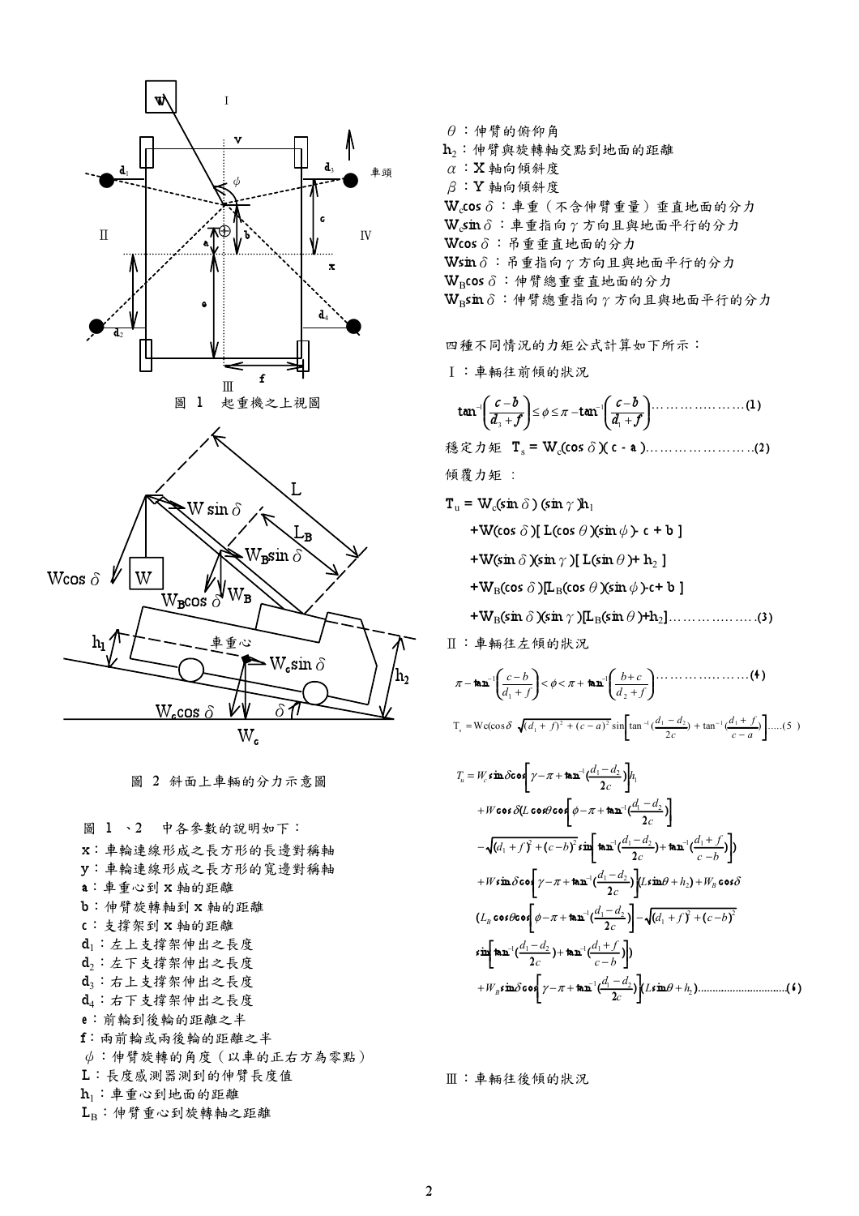圖 1　起重機之上視圖

圖 2 斜面上車輛的分力示意圖

圖 1 、2　中各參數的說明如下：

x：車輪連線形成之長方形的長邊對稱軸
y：車輪連線形成之長方形的寬邊對稱軸
a：車重心到 x 軸的距離
b：伸臂旋轉軸到 x 軸的距離
c：支撐架到 x 軸的距離
$d_1$：左上支撐架伸出之長度
$d_2$：左下支撐架伸出之長度
$d_3$：右上支撐架伸出之長度
$d_4$：右下支撐架伸出之長度
e：前輪到後輪的距離之半
f：兩前輪或兩後輪的距離之半
$\phi$：伸臂旋轉的角度（以車的正右方為零點）
L：長度感測器測到的伸臂長度值
$h_1$：車重心到地面的距離
$L_B$：伸臂重心到旋轉軸之距離
$\theta$：伸臂的俯仰角
$h_2$：伸臂與旋轉軸交點到地面的距離
$\alpha$：X 軸向傾斜度
$\beta$：Y 軸向傾斜度
$W_c\cos\delta$：車重（不含伸臂重量）垂直地面的分力
$W_c\sin\delta$：車重指向 $\gamma$ 方向且與地面平行的分力
$W\cos\delta$：吊重垂直地面的分力
$W\sin\delta$：吊重指向 $\gamma$ 方向且與地面平行的分力
$W_B\cos\delta$：伸臂總重垂直地面的分力
$W_B\sin\delta$：伸臂總重指向 $\gamma$ 方向且與地面平行的分力

四種不同情況的力矩公式計算如下所示：

Ⅰ：車輛往前傾的狀況

$$\tan^{-1}\left(\frac{c-b}{d_3+f}\right) \le \phi \le \pi - \tan^{-1}\left(\frac{c-b}{d_1+f}\right) \quad \cdots\cdots\cdots(1)$$

穩定力矩 $T_s = W_c(\cos\delta)(c - a)$ ……………………(2)

傾覆力矩：

$$\begin{aligned}
T_u = {} & W_c(\sin\delta)(\sin\gamma)h_1 \\
& + W(\cos\delta)[L(\cos\theta)(\sin\phi) - c + b] \\
& + W(\sin\delta)(\sin\gamma)[L(\sin\theta) + h_2] \\
& + W_B(\cos\delta)[L_B(\cos\theta)(\sin\phi) - c + b] \\
& + W_B(\sin\delta)(\sin\gamma)[L_B(\sin\theta) + h_2] \quad \cdots\cdots\cdots(3)
\end{aligned}$$

Ⅱ：車輛往左傾的狀況

$$\pi - \tan^{-1}\left(\frac{c-b}{d_1+f}\right) < \phi < \pi + \tan^{-1}\left(\frac{b+c}{d_2+f}\right) \quad \cdots\cdots\cdots(4)$$

$$T_s = Wc(\cos\delta)\sqrt{(d_1+f)^2+(c-a)^2}\sin\left[\tan^{-1}\left(\frac{d_1-d_2}{2c}\right)+\tan^{-1}\left(\frac{d_1+f}{c-a}\right)\right] \quad \cdots\cdots(5)$$

$$\begin{aligned}
T_u = {} & W_c\sin\delta\cos\left[\gamma-\pi+\tan^{-1}\left(\frac{d_1-d_2}{2c}\right)\right]h_1 \\
& + W\cos\delta\left(L\cos\theta\cos\left[\phi-\pi+\tan^{-1}\left(\frac{d_1-d_2}{2c}\right)\right]\right. \\
& \left. - \sqrt{(d_1+f)^2+(c-b)^2}\sin\left[\tan^{-1}\left(\frac{d_1-d_2}{2c}\right)+\tan^{-1}\left(\frac{d_1+f}{c-b}\right)\right]\right) \\
& + W\sin\delta\cos\left[\gamma-\pi+\tan^{-1}\left(\frac{d_1-d_2}{2c}\right)\right](L\sin\theta+h_2) + W_B\cos\delta \\
& \left(L_B\cos\theta\cos\left[\phi-\pi+\tan^{-1}\left(\frac{d_1-d_2}{2c}\right)\right]-\sqrt{(d_1+f)^2+(c-b)^2}\right. \\
& \left.\sin\left[\tan^{-1}\left(\frac{d_1-d_2}{2c}\right)+\tan^{-1}\left(\frac{d_1+f}{c-b}\right)\right]\right) \\
& + W_B\sin\delta\cos\left[\gamma-\pi+\tan^{-1}\left(\frac{d_1-d_2}{2c}\right)\right](L\sin\theta+h_2) \quad \cdots\cdots\cdots(6)
\end{aligned}$$

Ⅲ：車輛往後傾的狀況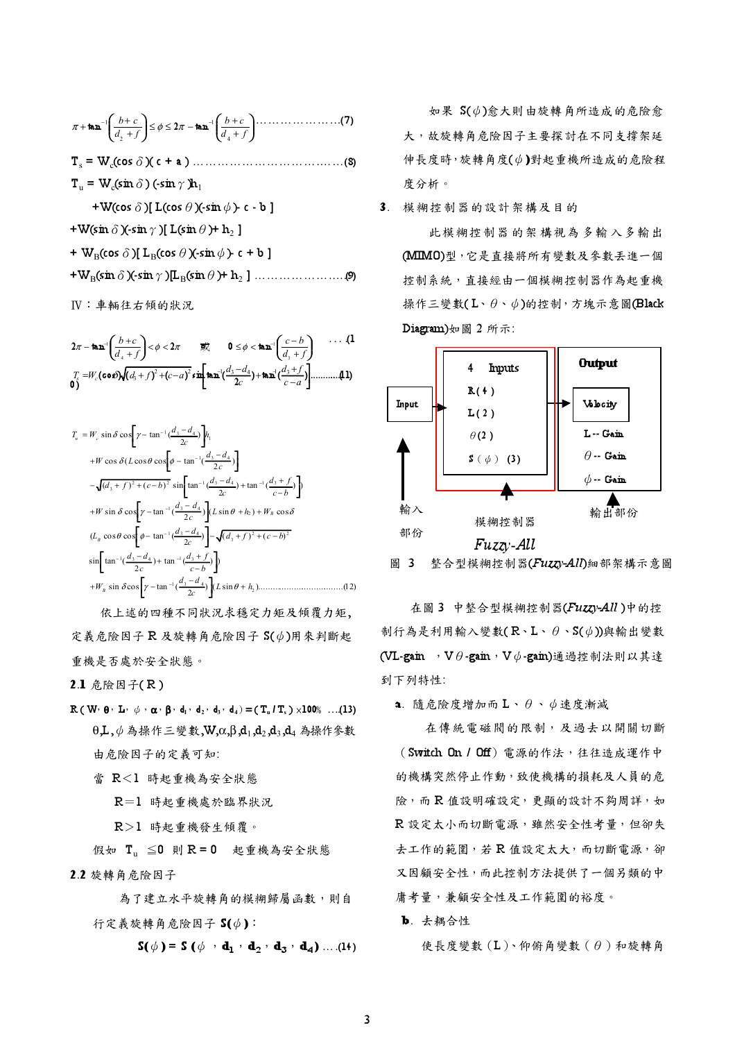$$\pi + \tan^{-1}\left(\frac{b+c}{d_2+f}\right) \le \phi \le 2\pi - \tan^{-1}\left(\frac{b+c}{d_4+f}\right) \cdots\cdots\cdots\cdots\cdots\cdots (7)$$

$$T_s = W_c(\cos\delta)(c+a) \cdots\cdots\cdots\cdots\cdots\cdots\cdots\cdots (8)$$

$$\begin{aligned}
T_u &= W_c(\sin\delta)(-\sin\gamma)h_1 \\
&+ W(\cos\delta)[L(\cos\theta)(-\sin\phi) - c - b] \\
&+ W(\sin\delta)(-\sin\gamma)[L(\sin\theta) + h_2] \\
&+ W_B(\cos\delta)[L_B(\cos\theta)(-\sin\phi) - c + b] \\
&+ W_B(\sin\delta)(-\sin\gamma)[L_B(\sin\theta) + h_2] \cdots\cdots\cdots\cdots (9)
\end{aligned}$$

Ⅳ：車輛往右傾的狀況

$$2\pi - \tan^{-1}\left(\frac{b+c}{d_4+f}\right) < \phi < 2\pi \quad \text{或} \quad 0 \le \phi < \tan^{-1}\left(\frac{c-b}{d_3+f}\right) \quad \cdots (10)$$

$$T_s = W_c(\cos\delta)\sqrt{(d_3+f)^2+(c-a)^2}\sin\left[\tan^{-1}\left(\frac{d_3-d_4}{2c}\right)+\tan^{-1}\left(\frac{d_3+f}{c-a}\right)\right] \cdots\cdots (11)$$

$$\begin{aligned}
T_u &= W_c\sin\delta\cos\left[\gamma - \tan^{-1}\left(\frac{d_3-d_4}{2c}\right)\right]h_1 \\
&+ W\cos\delta\left(L\cos\theta\cos\left[\phi - \tan^{-1}\left(\frac{d_3-d_4}{2c}\right)\right]\right. \\
&\left.- \sqrt{(d_3+f)^2+(c-b)^2}\sin\left[\tan^{-1}\left(\frac{d_3-d_4}{2c}\right)+\tan^{-1}\left(\frac{d_3+f}{c-b}\right)\right]\right) \\
&+ W\sin\delta\cos\left[\gamma - \tan^{-1}\left(\frac{d_3-d_4}{2c}\right)\right](L\sin\theta + h_2) + W_B\cos\delta \\
&\left(L_B\cos\theta\cos\left[\phi - \tan^{-1}\left(\frac{d_3-d_4}{2c}\right)\right] - \sqrt{(d_3+f)^2+(c-b)^2}\right. \\
&\left.\sin\left[\tan^{-1}\left(\frac{d_3-d_4}{2c}\right)+\tan^{-1}\left(\frac{d_3+f}{c-b}\right)\right]\right) \\
&+ W_B\sin\delta\cos\left[\gamma - \tan^{-1}\left(\frac{d_3-d_4}{2c}\right)\right](L\sin\theta + h_2) \cdots\cdots\cdots (12)
\end{aligned}$$

依上述的四種不同狀況求穩定力矩及傾覆力矩，定義危險因子 R 及旋轉角危險因子 S($\phi$)用來判斷起重機是否處於安全狀態。

### 2.1 危險因子(R)

$$R(W, \theta, L, \phi, \alpha, \beta, d_1, d_2, d_3, d_4) = (T_u / T_s) \times 100\% \quad \ldots (13)$$

$\theta$,L,$\phi$ 為操作三變數,W,$\alpha$,$\beta$,$d_1$,$d_2$,$d_3$,$d_4$ 為操作參數

由危險因子的定義可知:

當 R＜1 時起重機為安全狀態

R＝1 時起重機處於臨界狀況

R＞1 時起重機發生傾覆。

假如 $T_u \le 0$ 則 R = 0 起重機為安全狀態

### 2.2 旋轉角危險因子

為了建立水平旋轉角的模糊歸屬函數，則自行定義旋轉角危險因子 **S($\phi$)**：

$$S(\phi) = S(\phi, d_1, d_2, d_3, d_4) \ldots (14)$$

如果 S($\phi$)愈大則由旋轉角所造成的危險愈大，故旋轉角危險因子主要探討在不同支撐架延伸長度時，旋轉角度($\phi$)對起重機所造成的危險程度分析。

### 3. 模糊控制器的設計架構及目的

此模糊控制器的架構視為多輸入多輸出(MIMO)型，它是直接將所有變數及參數丟進一個控制系統，直接經由一個模糊控制器作為起重機操作三變數(L、$\theta$、$\phi$)的控制，方塊示意圖(Black Diagram)如圖 2 所示:

Input → [4 Inputs: R(4), L(2), $\theta$(2), S($\phi$)(3)] → Output [Velocity: L -- Gain, $\theta$ -- Gain, $\phi$ -- Gain]

輸入部份　　模糊控制器 *Fuzzy-All*　　輸出部份

圖 3　整合型模糊控制器(*Fuzzy-All*)細部架構示意圖

在圖 3 中整合型模糊控制器(*Fuzzy-All*)中的控制行為是利用輸入變數(R、L、$\theta$、S($\phi$))與輸出變數(VL-gain，V$\theta$-gain，V$\phi$-gain)通過控制法則以其達到下列特性:

**a**. 隨危險度增加而 L、$\theta$、$\phi$ 速度漸減

在傳統電磁閥的限制，及過去以開關切斷（Switch On / Off）電源的作法，往往造成運作中的機構突然停止作動，致使機構的損耗及人員的危險，而 R 值設明確設定，更顯的設計不夠周詳，如 R 設定太小而切斷電源，雖然安全性考量，但卻失去工作的範圍，若 R 值設定太大，而切斷電源，卻又因顧安全性，而此控制方法提供了一個另類的中庸考量，兼顧安全性及工作範圍的裕度。

**b**. 去耦合性

使長度變數（L）、仰俯角變數（$\theta$）和旋轉角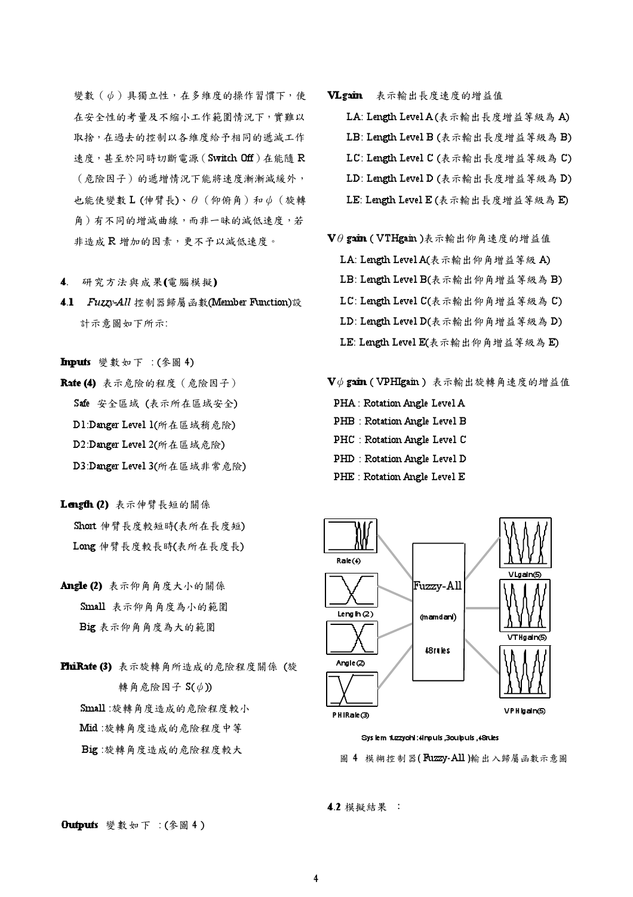變數（$\phi$）具獨立性，在多維度的操作習慣下，使在安全性的考量及不縮小工作範圍情況下，實難以取捨，在過去的控制以各維度給予相同的遞減工作速度，甚至於同時切斷電源（Switch Off）在能隨 R（危險因子）的遞增情況下能將速度漸漸減緩外，也能使變數 L (伸臂長)、$\theta$（仰俯角）和 $\phi$（旋轉角）有不同的增減曲線，而非一昧的減低速度，若非造成 R 增加的因素，更不予以減低速度。

## 4. 研究方法與成果(電腦模擬)

### 4.1 *Fuzzy-All* 控制器歸屬函數(Member Function)設計示意圖如下所示:

**Inputs** 變數如下 :(參圖 4)

**Rate (4)** 表示危險的程度（危險因子）

- Safe 安全區域 (表示所在區域安全)
- D1:Danger Level 1(所在區域稍危險)
- D2:Danger Level 2(所在區域危險)
- D3:Danger Level 3(所在區域非常危險)

**Length (2)** 表示伸臂長短的關係

- Short 伸臂長度較短時(表所在長度短)
- Long 伸臂長度較長時(表所在長度長)

**Angle (2)** 表示仰角角度大小的關係

- Small 表示仰角角度為小的範圍
- Big 表示仰角角度為大的範圍

**PhiRate (3)** 表示旋轉角所造成的危險程度關係 (旋轉角危險因子 S($\phi$))

- Small :旋轉角度造成的危險程度較小
- Mid :旋轉角度造成的危險程度中等
- Big :旋轉角度造成的危險程度較大

**Outputs** 變數如下 :(參圖 4 )

**VLgain** 表示輸出長度速度的增益值

- LA: Length Level A (表示輸出長度增益等級為 A)
- LB: Length Level B (表示輸出長度增益等級為 B)
- LC: Length Level C (表示輸出長度增益等級為 C)
- LD: Length Level D (表示輸出長度增益等級為 D)
- LE: Length Level E (表示輸出長度增益等級為 E)

**V$\theta$ gain**（VTHgain）表示輸出仰角速度的增益值

- LA: Length Level A(表示輸出仰角增益等級 A)
- LB: Length Level B(表示輸出仰角增益等級為 B)
- LC: Length Level C(表示輸出仰角增益等級為 C)
- LD: Length Level D(表示輸出仰角增益等級為 D)
- LE: Length Level E(表示輸出仰角增益等級為 E)

**V$\phi$ gain**（VPHIgain） 表示輸出旋轉角速度的增益值

- PHA : Rotation Angle Level A
- PHB : Rotation Angle Level B
- PHC : Rotation Angle Level C
- PHD : Rotation Angle Level D
- PHE : Rotation Angle Level E

Rate(4) Length(2) Angle(2) PHIRate(3) Fuzzy-All (mamdani) 48 rules VLgain(5) VTHgain(5) VPHIgain(5)

System fuzzyohl: 4 inputs, 3 outputs, 48 rules

圖 4 模糊控制器(Fuzzy-All)輸出入歸屬函數示意圖

### 4.2 模擬結果 ：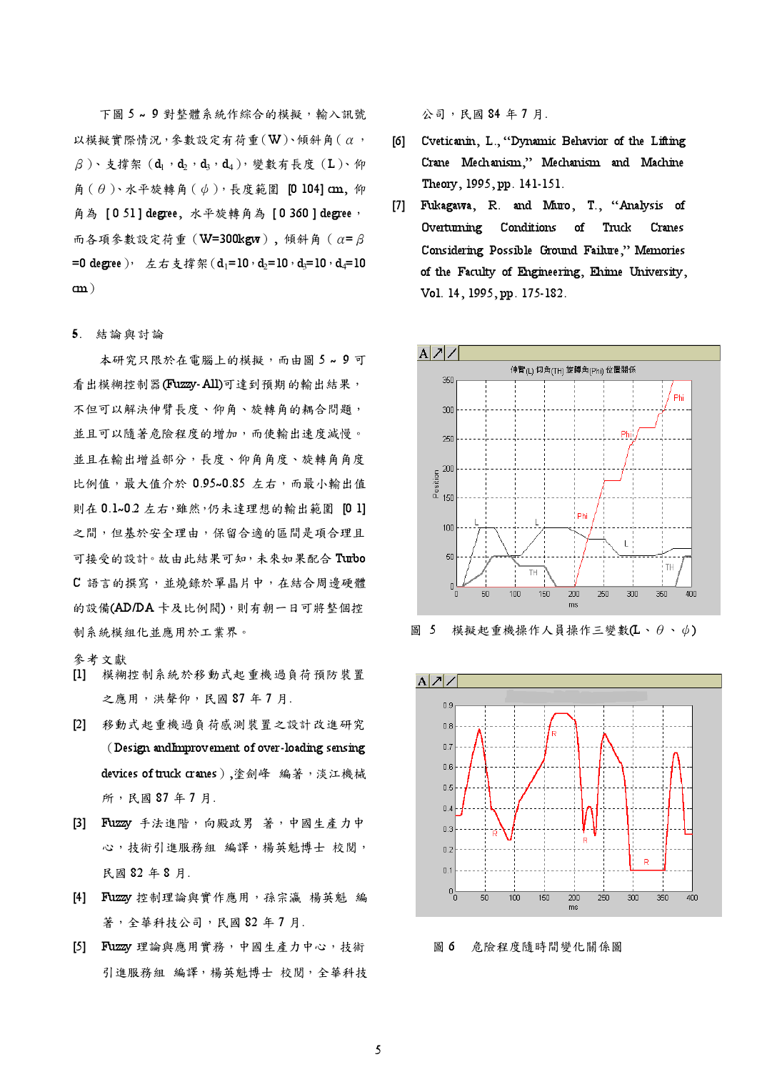下圖 5 ~ 9 對整體系統作綜合的模擬，輸入訊號以模擬實際情況，參數設定有荷重（W）、傾斜角（$\alpha$，$\beta$）、支撐架（$d_1$，$d_2$，$d_3$，$d_4$），變數有長度（L）、仰角（$\theta$）、水平旋轉角（$\phi$），長度範圍 [0 104] cm，仰角為 [ 0 51 ] degree，水平旋轉角為 [ 0 360 ] degree，而各項參數設定荷重（W=300kgw），傾斜角（$\alpha$=$\beta$ =0 degree），左右支撐架（$d_1$=10，$d_2$=10，$d_3$=10，$d_4$=10 cm）

## 5. 結論與討論

本研究只限於在電腦上的模擬，而由圖 5 ~ 9 可看出模糊控制器(Fuzzy- All)可達到預期的輸出結果，不但可以解決伸臂長度、仰角、旋轉角的耦合問題，並且可以隨著危險程度的增加，而使輸出速度減慢。並且在輸出增益部分，長度、仰角角度、旋轉角角度比例值，最大值介於 0.95~0.85 左右，而最小輸出值則在 0.1~0.2 左右，雖然,仍未達理想的輸出範圍 [0 1] 之間，但基於安全理由，保留合適的區間是項合理且可接受的設計。故由此結果可知，未來如果配合 Turbo C 語言的撰寫，並燒錄於單晶片中，在結合周邊硬體的設備(AD/DA 卡及比例閥)，則有朝一日可將整個控制系統模組化並應用於工業界。

## 參考文獻

[1] 模糊控制系統於移動式起重機過負荷預防裝置之應用，洪聲仰，民國 87 年 7 月.

[2] 移動式起重機過負荷感測裝置之設計改進研究（Design and Improvement of over-loading sensing devices of truck cranes）,塗劍峰 編著，淡江機械所，民國 87 年 7 月.

[3] Fuzzy 手法進階，向殿政男 著，中國生產力中心，技術引進服務組 編譯，楊英魁博士 校閱，民國 82 年 8 月.

[4] Fuzzy 控制理論與實作應用，孫宗瀛 楊英魁 編著，全華科技公司，民國 82 年 7 月.

[5] Fuzzy 理論與應用實務，中國生產力中心，技術引進服務組 編譯，楊英魁博士 校閱，全華科技公司，民國 84 年 7 月.

[6] Cveticanin, L., "Dynamic Behavior of the Lifting Crane Mechanism," Mechanism and Machine Theory, 1995, pp. 141-151.

[7] Fukagawa, R. and Muro, T., "Analysis of Overturning Conditions of Truck Cranes Considering Possible Ground Failure," Memories of the Faculty of Engineering, Ehime University, Vol. 14, 1995, pp. 175-182.

圖 5 模擬起重機操作人員操作三變數(L、$\theta$、$\phi$)

圖 6 危險程度隨時間變化關係圖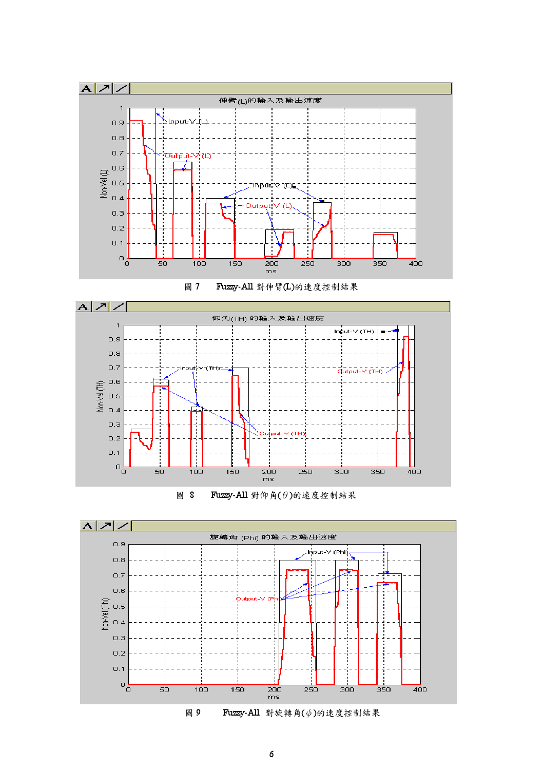伸臂(L)的輸入及輸出速度

Input-V (L)

Output-V (L)

Input-V (L)

Output-V (L)

Non-Vel (L)

1
0.9
0.8
0.7
0.6
0.5
0.4
0.3
0.2
0.1
0

0 50 100 150 200 250 300 350 400

ms

圖 7　　Fuzzy-All 對伸臂(L)的速度控制結果

仰角(TH) 的輸入及輸出速度

Input-V (TH)

Input-V (TH)

Output-V (TH)

Output-V (TH)

Non-Vel (TH)

1
0.9
0.8
0.7
0.6
0.5
0.4
0.3
0.2
0.1
0

0 50 100 150 200 250 300 350 400

ms

圖 8　　Fuzzy-All 對仰角($\theta$)的速度控制結果

旋轉角 (Phi) 的輸入及輸出速度

Input-V (Phi)

Output-V (Phi)

Non-Vel (Phi)

0.9
0.8
0.7
0.6
0.5
0.4
0.3
0.2
0.1
0

0 50 100 150 200 250 300 350 400

ms

圖 9　　Fuzzy-All　對旋轉角($\phi$)的速度控制結果